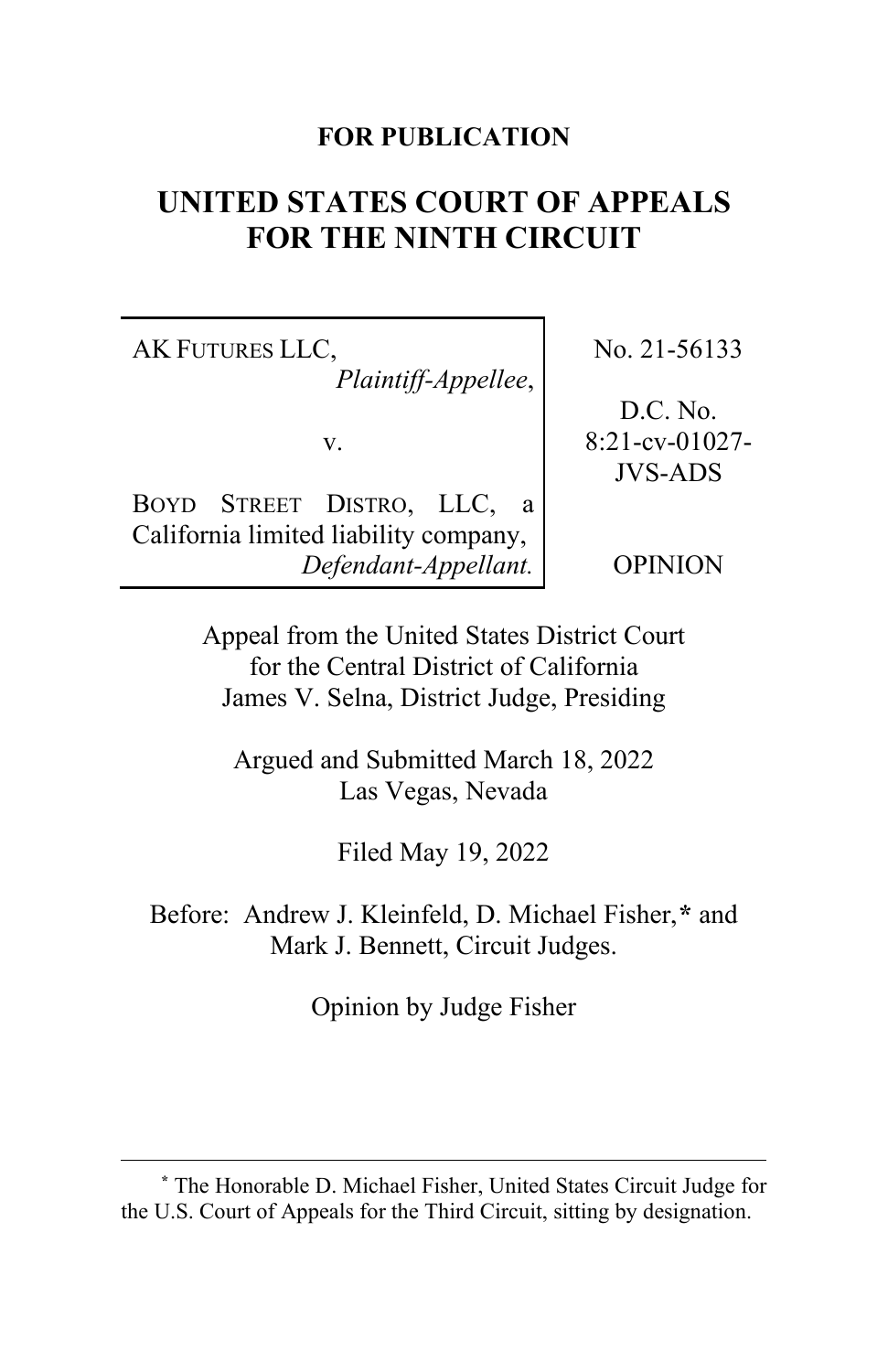**FOR PUBLICATION**

# UNITED STATES COURT OF APPEALS FOR THE NINTH CIRCUIT

| | |
|---|---|
| AK FUTURES LLC, *Plaintiff-Appellee*, v. BOYD STREET DISTRO, LLC, a California limited liability company, *Defendant-Appellant.* | No. 21-56133 D.C. No. 8:21-cv-01027-JVS-ADS OPINION |

Appeal from the United States District Court for the Central District of California
James V. Selna, District Judge, Presiding

Argued and Submitted March 18, 2022
Las Vegas, Nevada

Filed May 19, 2022

Before: Andrew J. Kleinfeld, D. Michael Fisher,* and Mark J. Bennett, Circuit Judges.

Opinion by Judge Fisher

---

* The Honorable D. Michael Fisher, United States Circuit Judge for the U.S. Court of Appeals for the Third Circuit, sitting by designation.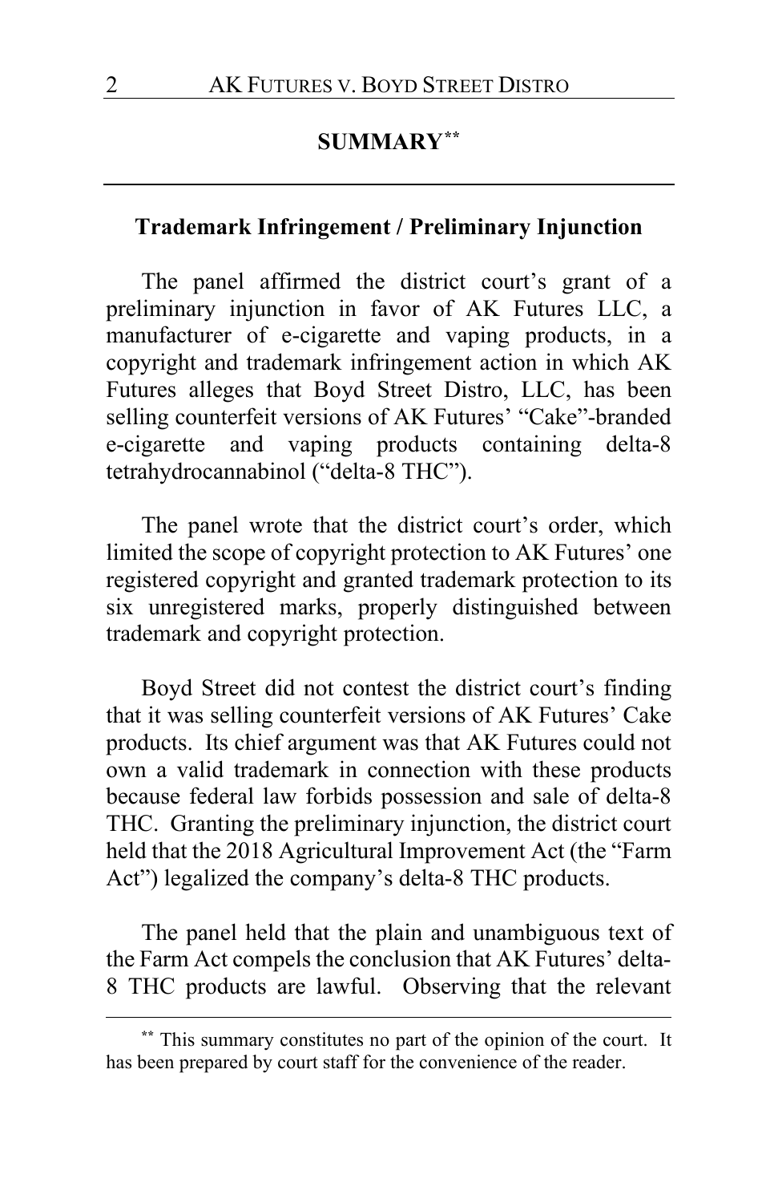## SUMMARY[**]

### Trademark Infringement / Preliminary Injunction

The panel affirmed the district court's grant of a preliminary injunction in favor of AK Futures LLC, a manufacturer of e-cigarette and vaping products, in a copyright and trademark infringement action in which AK Futures alleges that Boyd Street Distro, LLC, has been selling counterfeit versions of AK Futures' "Cake"-branded e-cigarette and vaping products containing delta-8 tetrahydrocannabinol ("delta-8 THC").

The panel wrote that the district court's order, which limited the scope of copyright protection to AK Futures' one registered copyright and granted trademark protection to its six unregistered marks, properly distinguished between trademark and copyright protection.

Boyd Street did not contest the district court's finding that it was selling counterfeit versions of AK Futures' Cake products. Its chief argument was that AK Futures could not own a valid trademark in connection with these products because federal law forbids possession and sale of delta-8 THC. Granting the preliminary injunction, the district court held that the 2018 Agricultural Improvement Act (the "Farm Act") legalized the company's delta-8 THC products.

The panel held that the plain and unambiguous text of the Farm Act compels the conclusion that AK Futures' delta-8 THC products are lawful. Observing that the relevant

[**] This summary constitutes no part of the opinion of the court. It has been prepared by court staff for the convenience of the reader.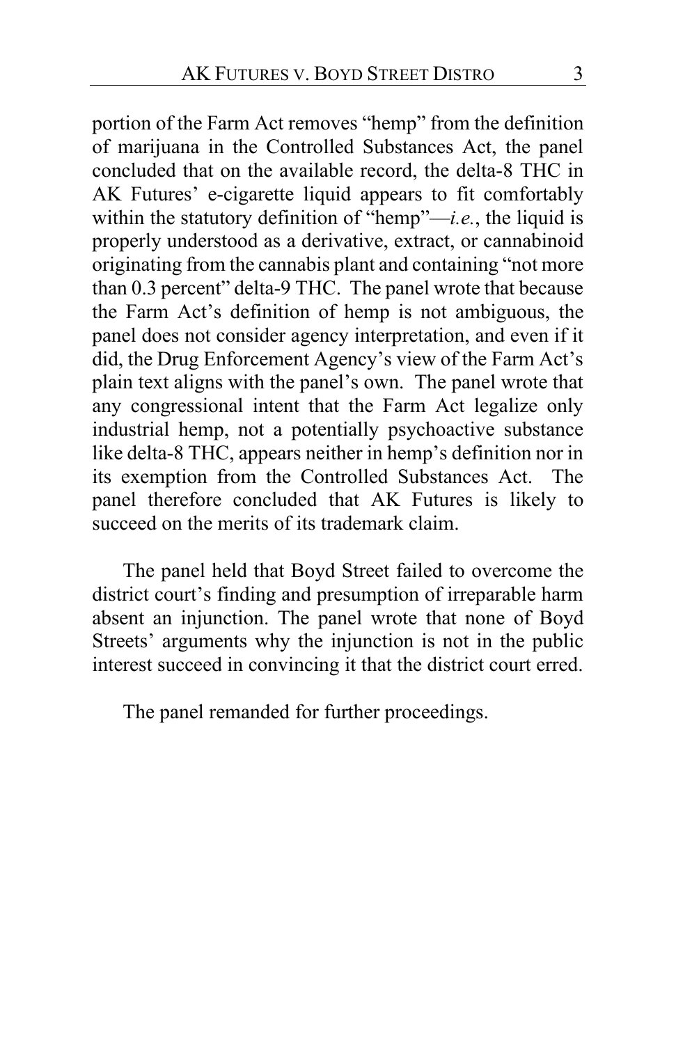portion of the Farm Act removes "hemp" from the definition of marijuana in the Controlled Substances Act, the panel concluded that on the available record, the delta-8 THC in AK Futures' e-cigarette liquid appears to fit comfortably within the statutory definition of "hemp"—*i.e.*, the liquid is properly understood as a derivative, extract, or cannabinoid originating from the cannabis plant and containing "not more than 0.3 percent" delta-9 THC. The panel wrote that because the Farm Act's definition of hemp is not ambiguous, the panel does not consider agency interpretation, and even if it did, the Drug Enforcement Agency's view of the Farm Act's plain text aligns with the panel's own. The panel wrote that any congressional intent that the Farm Act legalize only industrial hemp, not a potentially psychoactive substance like delta-8 THC, appears neither in hemp's definition nor in its exemption from the Controlled Substances Act. The panel therefore concluded that AK Futures is likely to succeed on the merits of its trademark claim.

The panel held that Boyd Street failed to overcome the district court's finding and presumption of irreparable harm absent an injunction. The panel wrote that none of Boyd Streets' arguments why the injunction is not in the public interest succeed in convincing it that the district court erred.

The panel remanded for further proceedings.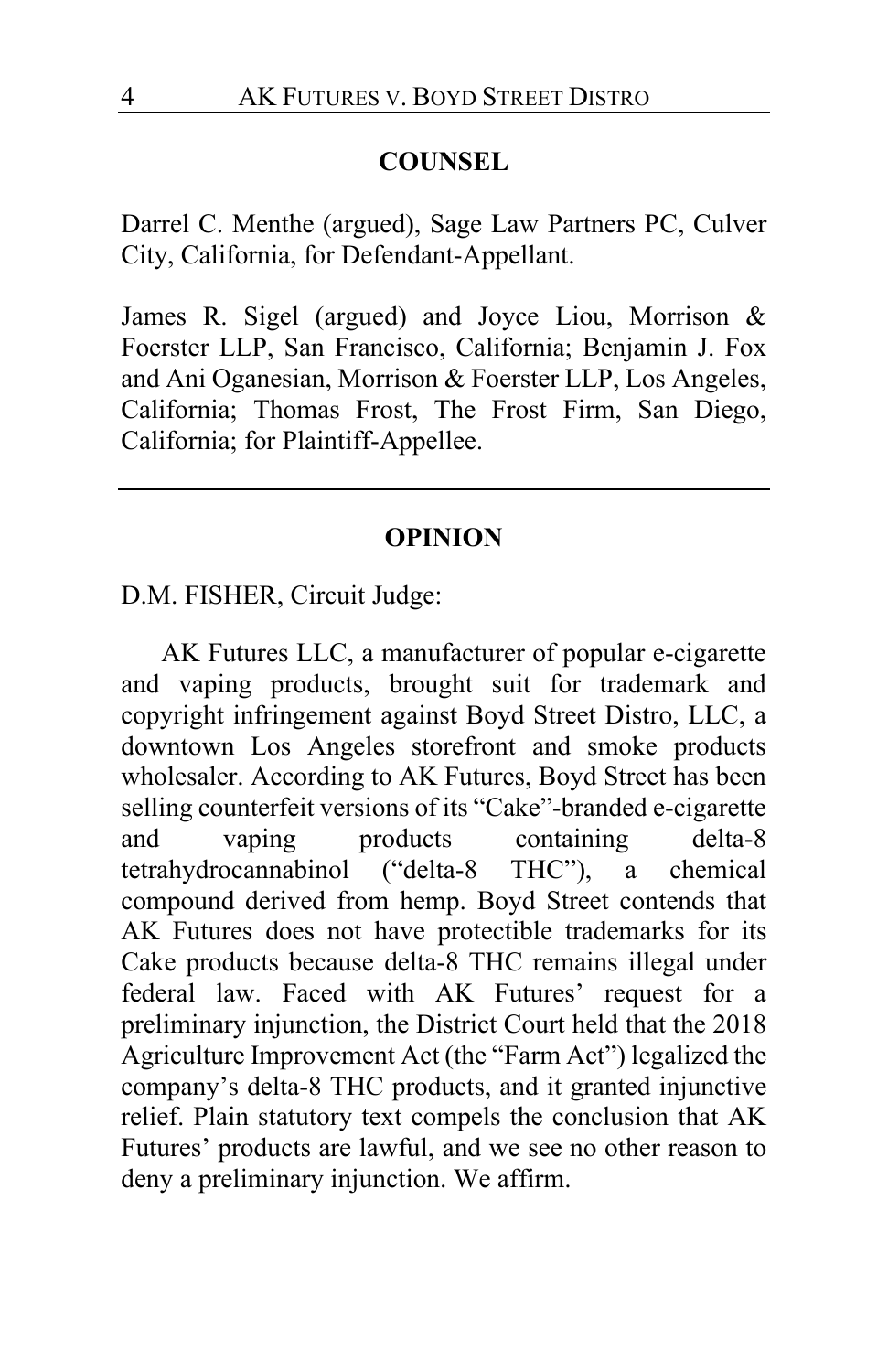## COUNSEL

Darrel C. Menthe (argued), Sage Law Partners PC, Culver City, California, for Defendant-Appellant.

James R. Sigel (argued) and Joyce Liou, Morrison & Foerster LLP, San Francisco, California; Benjamin J. Fox and Ani Oganesian, Morrison & Foerster LLP, Los Angeles, California; Thomas Frost, The Frost Firm, San Diego, California; for Plaintiff-Appellee.

---

## OPINION

D.M. FISHER, Circuit Judge:

AK Futures LLC, a manufacturer of popular e-cigarette and vaping products, brought suit for trademark and copyright infringement against Boyd Street Distro, LLC, a downtown Los Angeles storefront and smoke products wholesaler. According to AK Futures, Boyd Street has been selling counterfeit versions of its "Cake"-branded e-cigarette and vaping products containing delta-8 tetrahydrocannabinol ("delta-8 THC"), a chemical compound derived from hemp. Boyd Street contends that AK Futures does not have protectible trademarks for its Cake products because delta-8 THC remains illegal under federal law. Faced with AK Futures' request for a preliminary injunction, the District Court held that the 2018 Agriculture Improvement Act (the "Farm Act") legalized the company's delta-8 THC products, and it granted injunctive relief. Plain statutory text compels the conclusion that AK Futures' products are lawful, and we see no other reason to deny a preliminary injunction. We affirm.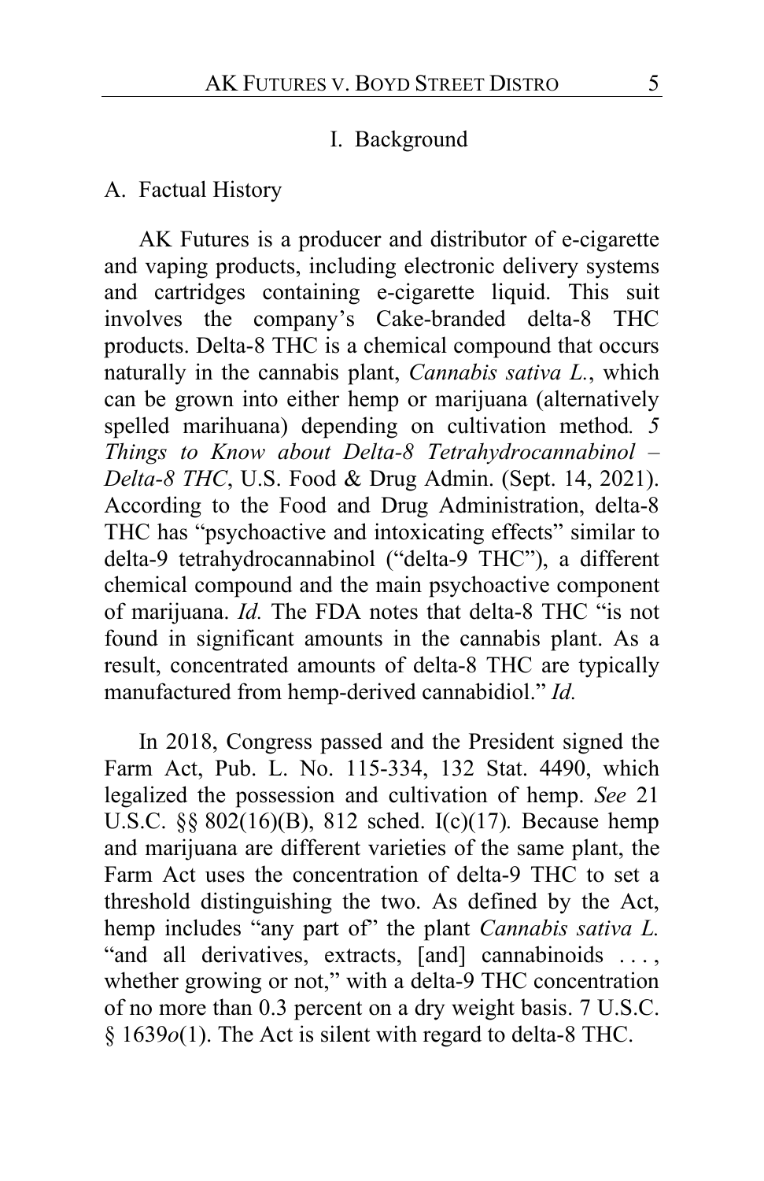## I. Background

### A. Factual History

AK Futures is a producer and distributor of e-cigarette and vaping products, including electronic delivery systems and cartridges containing e-cigarette liquid. This suit involves the company's Cake-branded delta-8 THC products. Delta-8 THC is a chemical compound that occurs naturally in the cannabis plant, *Cannabis sativa L.*, which can be grown into either hemp or marijuana (alternatively spelled marihuana) depending on cultivation method. *5 Things to Know about Delta-8 Tetrahydrocannabinol – Delta-8 THC*, U.S. Food & Drug Admin. (Sept. 14, 2021). According to the Food and Drug Administration, delta-8 THC has "psychoactive and intoxicating effects" similar to delta-9 tetrahydrocannabinol ("delta-9 THC"), a different chemical compound and the main psychoactive component of marijuana. *Id.* The FDA notes that delta-8 THC "is not found in significant amounts in the cannabis plant. As a result, concentrated amounts of delta-8 THC are typically manufactured from hemp-derived cannabidiol." *Id.*

In 2018, Congress passed and the President signed the Farm Act, Pub. L. No. 115-334, 132 Stat. 4490, which legalized the possession and cultivation of hemp. *See* 21 U.S.C. §§ 802(16)(B), 812 sched. I(c)(17). Because hemp and marijuana are different varieties of the same plant, the Farm Act uses the concentration of delta-9 THC to set a threshold distinguishing the two. As defined by the Act, hemp includes "any part of" the plant *Cannabis sativa L.* "and all derivatives, extracts, [and] cannabinoids . . . , whether growing or not," with a delta-9 THC concentration of no more than 0.3 percent on a dry weight basis. 7 U.S.C. § 1639*o*(1). The Act is silent with regard to delta-8 THC.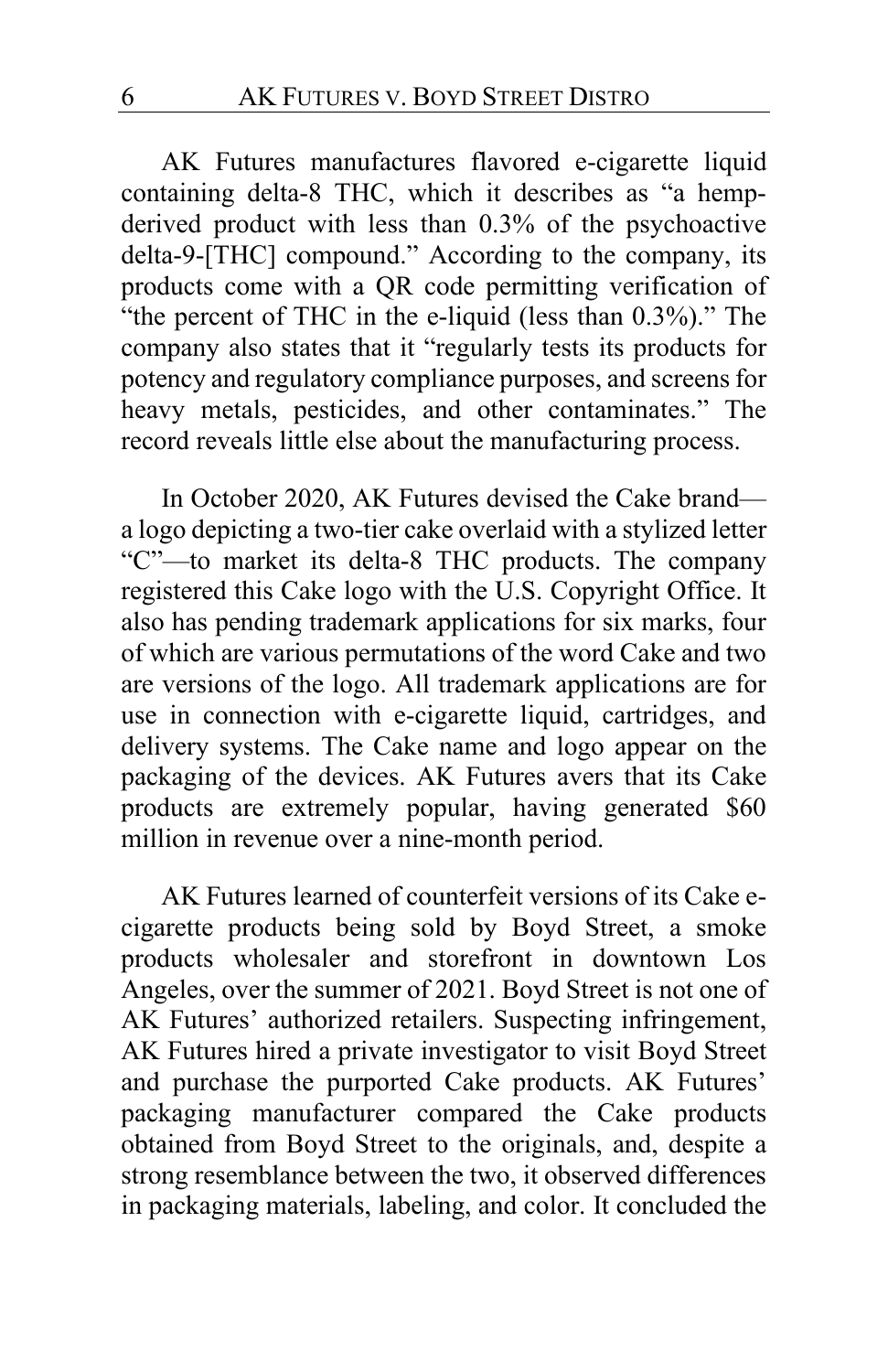AK Futures manufactures flavored e-cigarette liquid containing delta-8 THC, which it describes as "a hemp-derived product with less than 0.3% of the psychoactive delta-9-[THC] compound." According to the company, its products come with a QR code permitting verification of "the percent of THC in the e-liquid (less than 0.3%)." The company also states that it "regularly tests its products for potency and regulatory compliance purposes, and screens for heavy metals, pesticides, and other contaminates." The record reveals little else about the manufacturing process.

In October 2020, AK Futures devised the Cake brand—a logo depicting a two-tier cake overlaid with a stylized letter "C"—to market its delta-8 THC products. The company registered this Cake logo with the U.S. Copyright Office. It also has pending trademark applications for six marks, four of which are various permutations of the word Cake and two are versions of the logo. All trademark applications are for use in connection with e-cigarette liquid, cartridges, and delivery systems. The Cake name and logo appear on the packaging of the devices. AK Futures avers that its Cake products are extremely popular, having generated $60 million in revenue over a nine-month period.

AK Futures learned of counterfeit versions of its Cake e-cigarette products being sold by Boyd Street, a smoke products wholesaler and storefront in downtown Los Angeles, over the summer of 2021. Boyd Street is not one of AK Futures' authorized retailers. Suspecting infringement, AK Futures hired a private investigator to visit Boyd Street and purchase the purported Cake products. AK Futures' packaging manufacturer compared the Cake products obtained from Boyd Street to the originals, and, despite a strong resemblance between the two, it observed differences in packaging materials, labeling, and color. It concluded the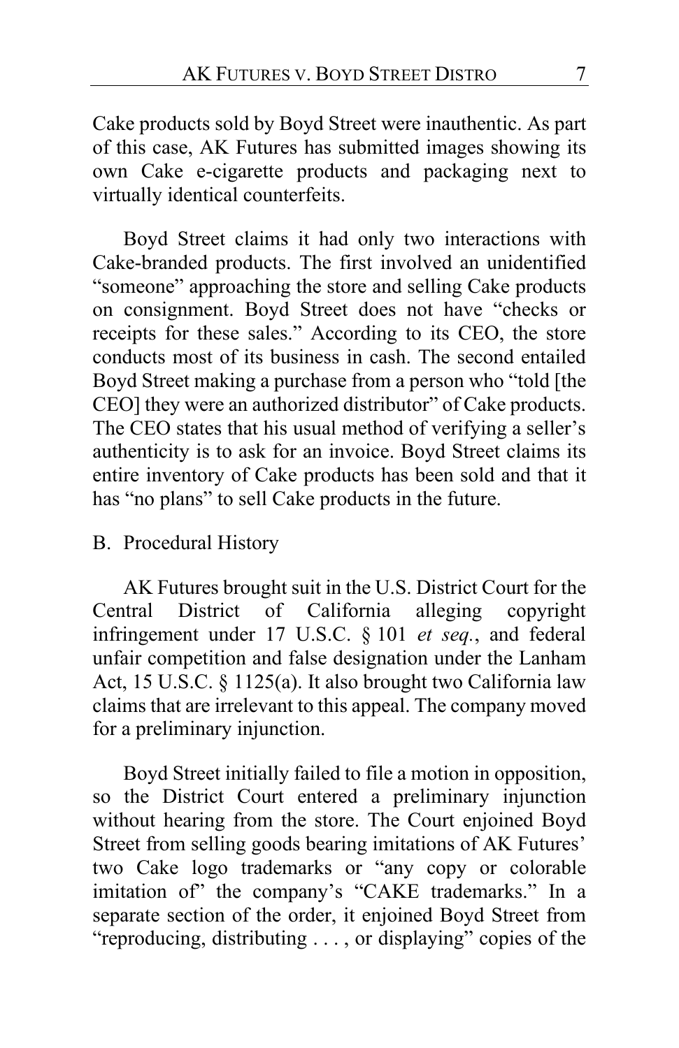Cake products sold by Boyd Street were inauthentic. As part of this case, AK Futures has submitted images showing its own Cake e-cigarette products and packaging next to virtually identical counterfeits.

Boyd Street claims it had only two interactions with Cake-branded products. The first involved an unidentified "someone" approaching the store and selling Cake products on consignment. Boyd Street does not have "checks or receipts for these sales." According to its CEO, the store conducts most of its business in cash. The second entailed Boyd Street making a purchase from a person who "told [the CEO] they were an authorized distributor" of Cake products. The CEO states that his usual method of verifying a seller's authenticity is to ask for an invoice. Boyd Street claims its entire inventory of Cake products has been sold and that it has "no plans" to sell Cake products in the future.

## B. Procedural History

AK Futures brought suit in the U.S. District Court for the Central District of California alleging copyright infringement under 17 U.S.C. § 101 *et seq.*, and federal unfair competition and false designation under the Lanham Act, 15 U.S.C. § 1125(a). It also brought two California law claims that are irrelevant to this appeal. The company moved for a preliminary injunction.

Boyd Street initially failed to file a motion in opposition, so the District Court entered a preliminary injunction without hearing from the store. The Court enjoined Boyd Street from selling goods bearing imitations of AK Futures' two Cake logo trademarks or "any copy or colorable imitation of" the company's "CAKE trademarks." In a separate section of the order, it enjoined Boyd Street from "reproducing, distributing . . . , or displaying" copies of the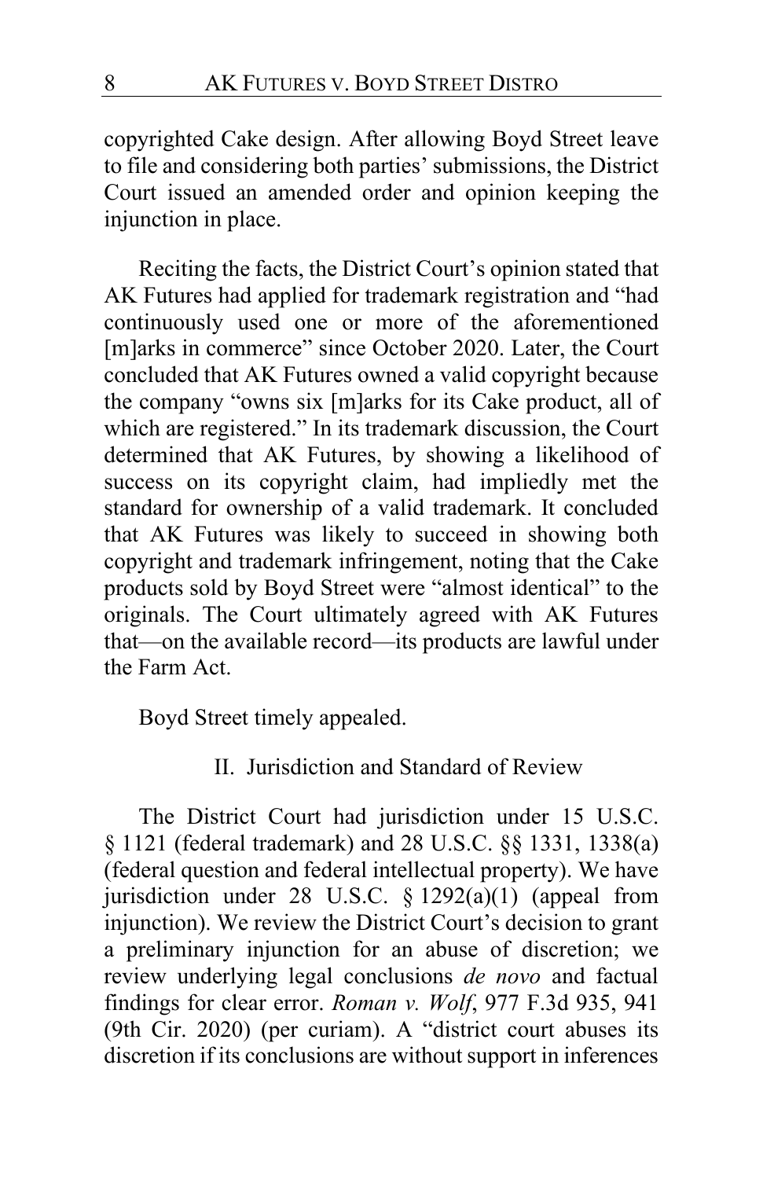copyrighted Cake design. After allowing Boyd Street leave to file and considering both parties' submissions, the District Court issued an amended order and opinion keeping the injunction in place.

Reciting the facts, the District Court's opinion stated that AK Futures had applied for trademark registration and "had continuously used one or more of the aforementioned [m]arks in commerce" since October 2020. Later, the Court concluded that AK Futures owned a valid copyright because the company "owns six [m]arks for its Cake product, all of which are registered." In its trademark discussion, the Court determined that AK Futures, by showing a likelihood of success on its copyright claim, had impliedly met the standard for ownership of a valid trademark. It concluded that AK Futures was likely to succeed in showing both copyright and trademark infringement, noting that the Cake products sold by Boyd Street were "almost identical" to the originals. The Court ultimately agreed with AK Futures that—on the available record—its products are lawful under the Farm Act.

Boyd Street timely appealed.

## II. Jurisdiction and Standard of Review

The District Court had jurisdiction under 15 U.S.C. § 1121 (federal trademark) and 28 U.S.C. §§ 1331, 1338(a) (federal question and federal intellectual property). We have jurisdiction under 28 U.S.C. § 1292(a)(1) (appeal from injunction). We review the District Court's decision to grant a preliminary injunction for an abuse of discretion; we review underlying legal conclusions *de novo* and factual findings for clear error. *Roman v. Wolf*, 977 F.3d 935, 941 (9th Cir. 2020) (per curiam). A "district court abuses its discretion if its conclusions are without support in inferences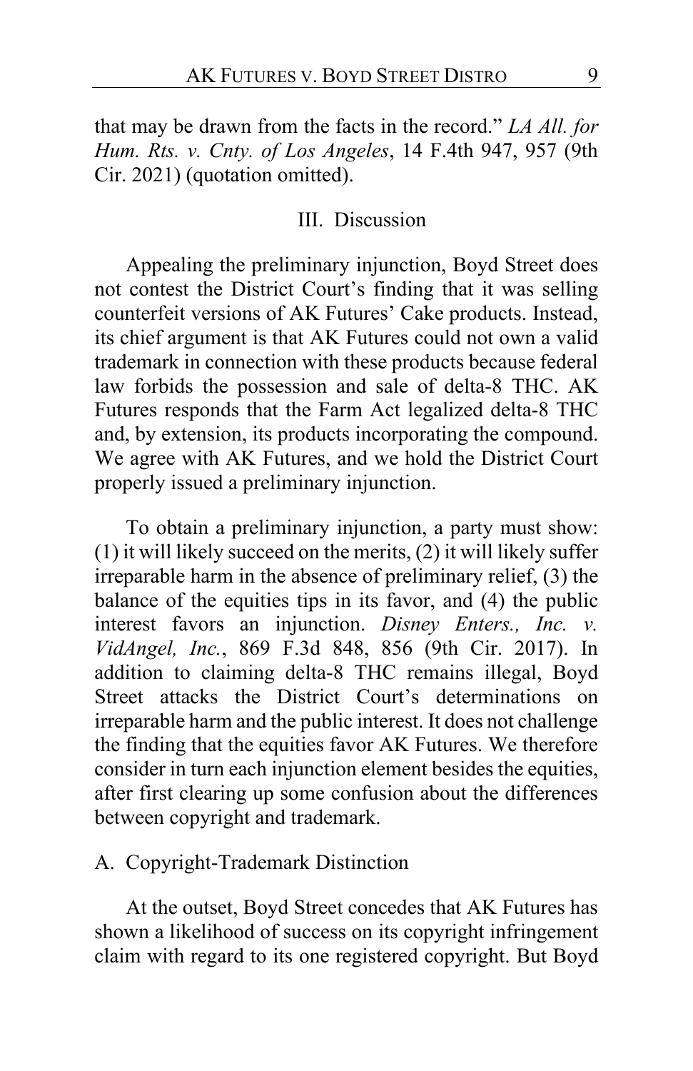that may be drawn from the facts in the record." *LA All. for Hum. Rts. v. Cnty. of Los Angeles*, 14 F.4th 947, 957 (9th Cir. 2021) (quotation omitted).

## III. Discussion

Appealing the preliminary injunction, Boyd Street does not contest the District Court's finding that it was selling counterfeit versions of AK Futures' Cake products. Instead, its chief argument is that AK Futures could not own a valid trademark in connection with these products because federal law forbids the possession and sale of delta-8 THC. AK Futures responds that the Farm Act legalized delta-8 THC and, by extension, its products incorporating the compound. We agree with AK Futures, and we hold the District Court properly issued a preliminary injunction.

To obtain a preliminary injunction, a party must show: (1) it will likely succeed on the merits, (2) it will likely suffer irreparable harm in the absence of preliminary relief, (3) the balance of the equities tips in its favor, and (4) the public interest favors an injunction. *Disney Enters., Inc. v. VidAngel, Inc.*, 869 F.3d 848, 856 (9th Cir. 2017). In addition to claiming delta-8 THC remains illegal, Boyd Street attacks the District Court's determinations on irreparable harm and the public interest. It does not challenge the finding that the equities favor AK Futures. We therefore consider in turn each injunction element besides the equities, after first clearing up some confusion about the differences between copyright and trademark.

### A. Copyright-Trademark Distinction

At the outset, Boyd Street concedes that AK Futures has shown a likelihood of success on its copyright infringement claim with regard to its one registered copyright. But Boyd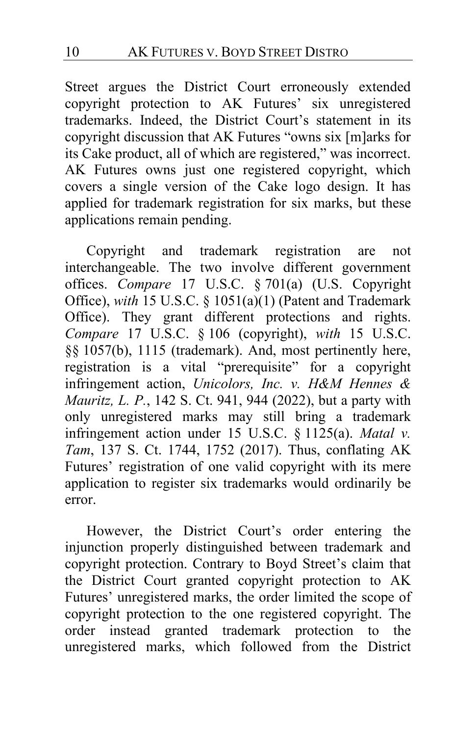Street argues the District Court erroneously extended copyright protection to AK Futures' six unregistered trademarks. Indeed, the District Court's statement in its copyright discussion that AK Futures "owns six [m]arks for its Cake product, all of which are registered," was incorrect. AK Futures owns just one registered copyright, which covers a single version of the Cake logo design. It has applied for trademark registration for six marks, but these applications remain pending.

Copyright and trademark registration are not interchangeable. The two involve different government offices. *Compare* 17 U.S.C. § 701(a) (U.S. Copyright Office), *with* 15 U.S.C. § 1051(a)(1) (Patent and Trademark Office). They grant different protections and rights. *Compare* 17 U.S.C. § 106 (copyright), *with* 15 U.S.C. §§ 1057(b), 1115 (trademark). And, most pertinently here, registration is a vital "prerequisite" for a copyright infringement action, *Unicolors, Inc. v. H&M Hennes & Mauritz, L. P.*, 142 S. Ct. 941, 944 (2022), but a party with only unregistered marks may still bring a trademark infringement action under 15 U.S.C. § 1125(a). *Matal v. Tam*, 137 S. Ct. 1744, 1752 (2017). Thus, conflating AK Futures' registration of one valid copyright with its mere application to register six trademarks would ordinarily be error.

However, the District Court's order entering the injunction properly distinguished between trademark and copyright protection. Contrary to Boyd Street's claim that the District Court granted copyright protection to AK Futures' unregistered marks, the order limited the scope of copyright protection to the one registered copyright. The order instead granted trademark protection to the unregistered marks, which followed from the District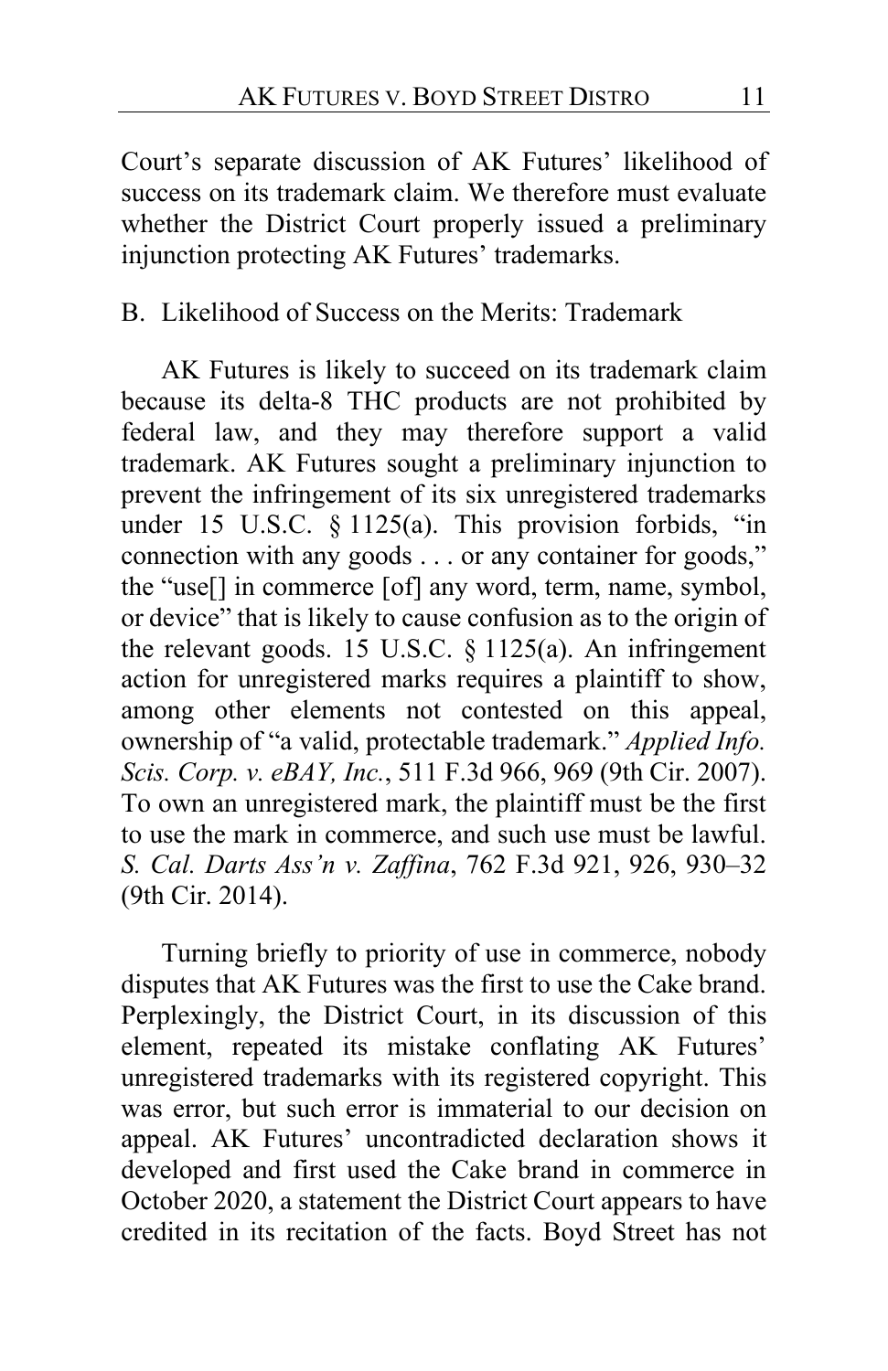Court's separate discussion of AK Futures' likelihood of success on its trademark claim. We therefore must evaluate whether the District Court properly issued a preliminary injunction protecting AK Futures' trademarks.

### B. Likelihood of Success on the Merits: Trademark

AK Futures is likely to succeed on its trademark claim because its delta-8 THC products are not prohibited by federal law, and they may therefore support a valid trademark. AK Futures sought a preliminary injunction to prevent the infringement of its six unregistered trademarks under 15 U.S.C. § 1125(a). This provision forbids, "in connection with any goods . . . or any container for goods," the "use[] in commerce [of] any word, term, name, symbol, or device" that is likely to cause confusion as to the origin of the relevant goods. 15 U.S.C. § 1125(a). An infringement action for unregistered marks requires a plaintiff to show, among other elements not contested on this appeal, ownership of "a valid, protectable trademark." *Applied Info. Scis. Corp. v. eBAY, Inc.*, 511 F.3d 966, 969 (9th Cir. 2007). To own an unregistered mark, the plaintiff must be the first to use the mark in commerce, and such use must be lawful. *S. Cal. Darts Ass'n v. Zaffina*, 762 F.3d 921, 926, 930–32 (9th Cir. 2014).

Turning briefly to priority of use in commerce, nobody disputes that AK Futures was the first to use the Cake brand. Perplexingly, the District Court, in its discussion of this element, repeated its mistake conflating AK Futures' unregistered trademarks with its registered copyright. This was error, but such error is immaterial to our decision on appeal. AK Futures' uncontradicted declaration shows it developed and first used the Cake brand in commerce in October 2020, a statement the District Court appears to have credited in its recitation of the facts. Boyd Street has not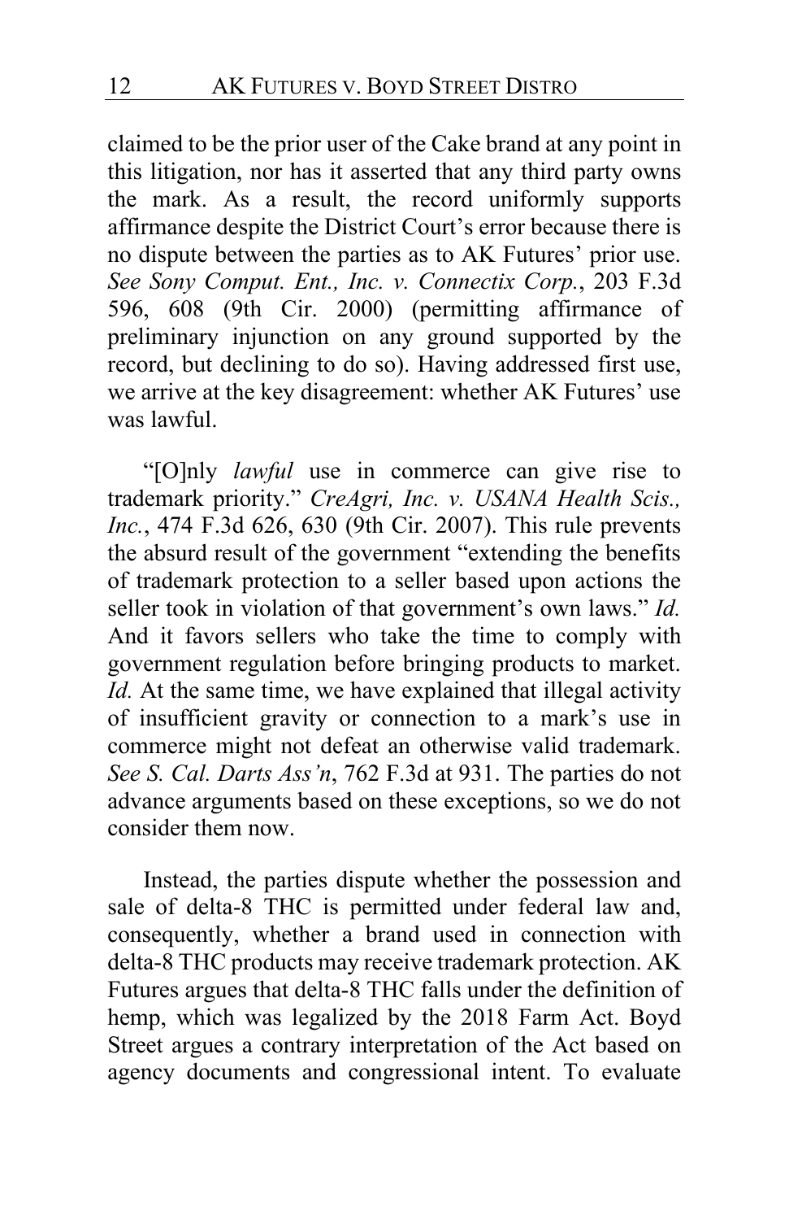claimed to be the prior user of the Cake brand at any point in this litigation, nor has it asserted that any third party owns the mark. As a result, the record uniformly supports affirmance despite the District Court's error because there is no dispute between the parties as to AK Futures' prior use. *See Sony Comput. Ent., Inc. v. Connectix Corp.*, 203 F.3d 596, 608 (9th Cir. 2000) (permitting affirmance of preliminary injunction on any ground supported by the record, but declining to do so). Having addressed first use, we arrive at the key disagreement: whether AK Futures' use was lawful.

"[O]nly *lawful* use in commerce can give rise to trademark priority." *CreAgri, Inc. v. USANA Health Scis., Inc.*, 474 F.3d 626, 630 (9th Cir. 2007). This rule prevents the absurd result of the government "extending the benefits of trademark protection to a seller based upon actions the seller took in violation of that government's own laws." *Id.* And it favors sellers who take the time to comply with government regulation before bringing products to market. *Id.* At the same time, we have explained that illegal activity of insufficient gravity or connection to a mark's use in commerce might not defeat an otherwise valid trademark. *See S. Cal. Darts Ass'n*, 762 F.3d at 931. The parties do not advance arguments based on these exceptions, so we do not consider them now.

Instead, the parties dispute whether the possession and sale of delta-8 THC is permitted under federal law and, consequently, whether a brand used in connection with delta-8 THC products may receive trademark protection. AK Futures argues that delta-8 THC falls under the definition of hemp, which was legalized by the 2018 Farm Act. Boyd Street argues a contrary interpretation of the Act based on agency documents and congressional intent. To evaluate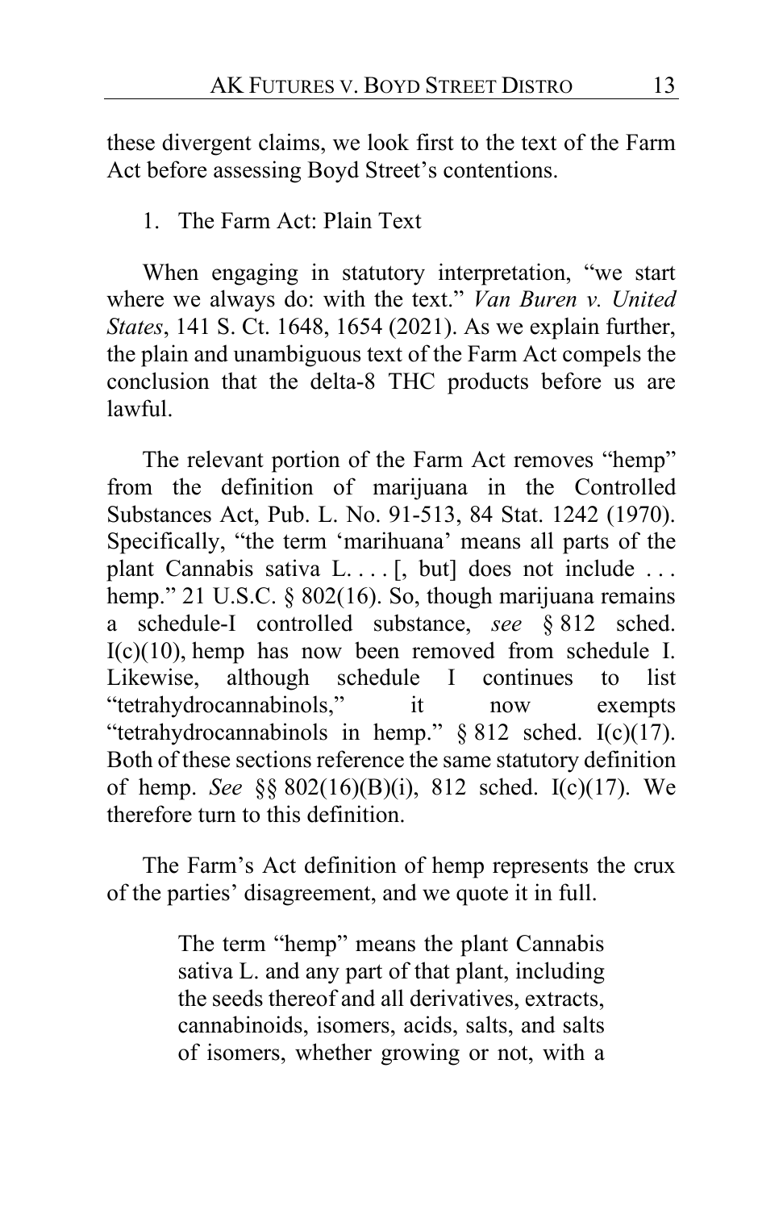these divergent claims, we look first to the text of the Farm Act before assessing Boyd Street's contentions.

1. The Farm Act: Plain Text

When engaging in statutory interpretation, "we start where we always do: with the text." *Van Buren v. United States*, 141 S. Ct. 1648, 1654 (2021). As we explain further, the plain and unambiguous text of the Farm Act compels the conclusion that the delta-8 THC products before us are lawful.

The relevant portion of the Farm Act removes "hemp" from the definition of marijuana in the Controlled Substances Act, Pub. L. No. 91-513, 84 Stat. 1242 (1970). Specifically, "the term 'marihuana' means all parts of the plant Cannabis sativa L. . . . [, but] does not include . . . hemp." 21 U.S.C. § 802(16). So, though marijuana remains a schedule-I controlled substance, *see* § 812 sched. I(c)(10), hemp has now been removed from schedule I. Likewise, although schedule I continues to list "tetrahydrocannabinols," it now exempts "tetrahydrocannabinols in hemp." § 812 sched. I(c)(17). Both of these sections reference the same statutory definition of hemp. *See* §§ 802(16)(B)(i), 812 sched. I(c)(17). We therefore turn to this definition.

The Farm's Act definition of hemp represents the crux of the parties' disagreement, and we quote it in full.

> The term "hemp" means the plant Cannabis sativa L. and any part of that plant, including the seeds thereof and all derivatives, extracts, cannabinoids, isomers, acids, salts, and salts of isomers, whether growing or not, with a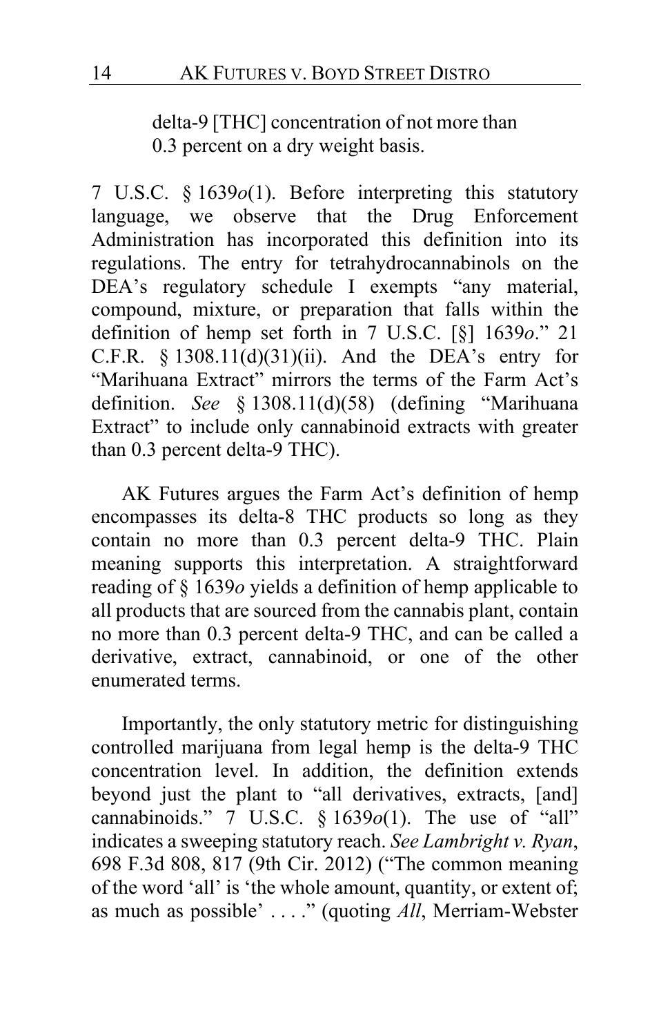> delta-9 [THC] concentration of not more than 0.3 percent on a dry weight basis.

7 U.S.C. § 1639*o*(1). Before interpreting this statutory language, we observe that the Drug Enforcement Administration has incorporated this definition into its regulations. The entry for tetrahydrocannabinols on the DEA's regulatory schedule I exempts "any material, compound, mixture, or preparation that falls within the definition of hemp set forth in 7 U.S.C. [§] 1639*o*." 21 C.F.R. § 1308.11(d)(31)(ii). And the DEA's entry for "Marihuana Extract" mirrors the terms of the Farm Act's definition. *See* § 1308.11(d)(58) (defining "Marihuana Extract" to include only cannabinoid extracts with greater than 0.3 percent delta-9 THC).

AK Futures argues the Farm Act's definition of hemp encompasses its delta-8 THC products so long as they contain no more than 0.3 percent delta-9 THC. Plain meaning supports this interpretation. A straightforward reading of § 1639*o* yields a definition of hemp applicable to all products that are sourced from the cannabis plant, contain no more than 0.3 percent delta-9 THC, and can be called a derivative, extract, cannabinoid, or one of the other enumerated terms.

Importantly, the only statutory metric for distinguishing controlled marijuana from legal hemp is the delta-9 THC concentration level. In addition, the definition extends beyond just the plant to "all derivatives, extracts, [and] cannabinoids." 7 U.S.C. § 1639*o*(1). The use of "all" indicates a sweeping statutory reach. *See Lambright v. Ryan*, 698 F.3d 808, 817 (9th Cir. 2012) ("The common meaning of the word 'all' is 'the whole amount, quantity, or extent of; as much as possible' . . . ." (quoting *All*, Merriam-Webster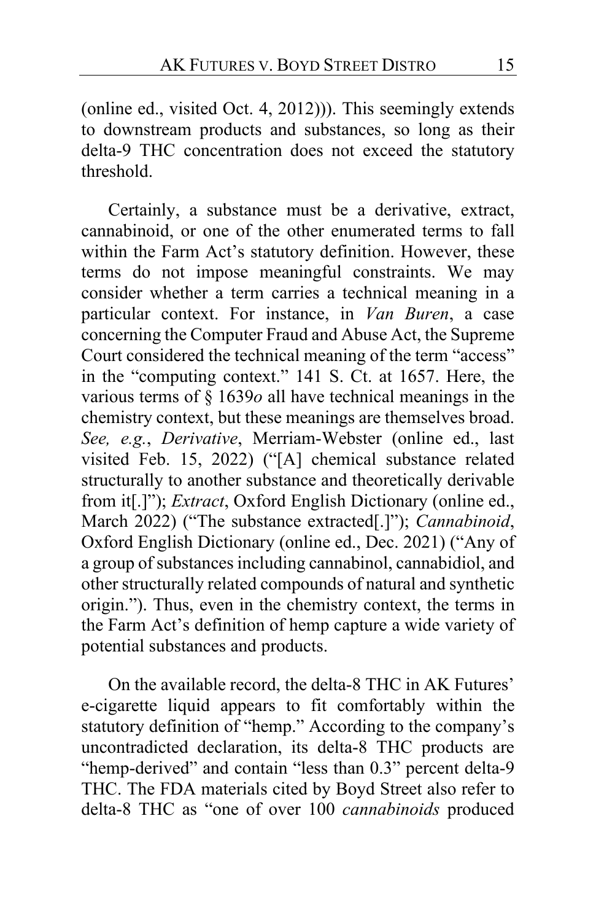(online ed., visited Oct. 4, 2012))). This seemingly extends to downstream products and substances, so long as their delta-9 THC concentration does not exceed the statutory threshold.

Certainly, a substance must be a derivative, extract, cannabinoid, or one of the other enumerated terms to fall within the Farm Act's statutory definition. However, these terms do not impose meaningful constraints. We may consider whether a term carries a technical meaning in a particular context. For instance, in *Van Buren*, a case concerning the Computer Fraud and Abuse Act, the Supreme Court considered the technical meaning of the term "access" in the "computing context." 141 S. Ct. at 1657. Here, the various terms of § 1639*o* all have technical meanings in the chemistry context, but these meanings are themselves broad. *See, e.g.*, *Derivative*, Merriam-Webster (online ed., last visited Feb. 15, 2022) ("[A] chemical substance related structurally to another substance and theoretically derivable from it[.]"); *Extract*, Oxford English Dictionary (online ed., March 2022) ("The substance extracted[.]"); *Cannabinoid*, Oxford English Dictionary (online ed., Dec. 2021) ("Any of a group of substances including cannabinol, cannabidiol, and other structurally related compounds of natural and synthetic origin."). Thus, even in the chemistry context, the terms in the Farm Act's definition of hemp capture a wide variety of potential substances and products.

On the available record, the delta-8 THC in AK Futures' e-cigarette liquid appears to fit comfortably within the statutory definition of "hemp." According to the company's uncontradicted declaration, its delta-8 THC products are "hemp-derived" and contain "less than 0.3" percent delta-9 THC. The FDA materials cited by Boyd Street also refer to delta-8 THC as "one of over 100 *cannabinoids* produced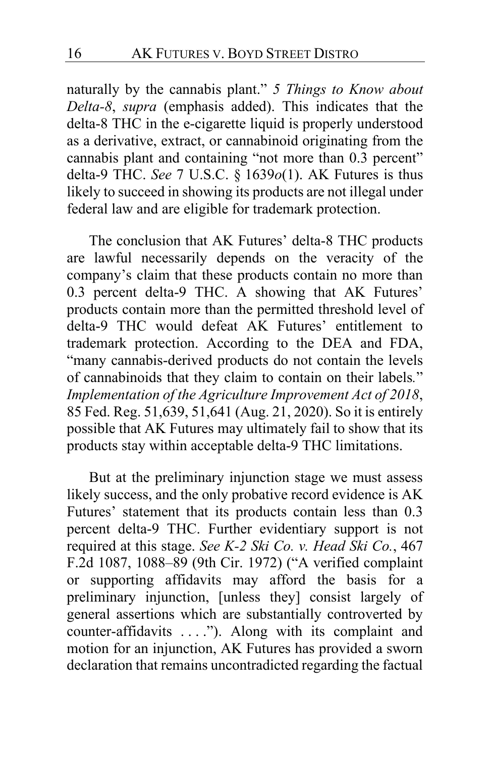naturally by the cannabis plant." *5 Things to Know about Delta-8*, *supra* (emphasis added). This indicates that the delta-8 THC in the e-cigarette liquid is properly understood as a derivative, extract, or cannabinoid originating from the cannabis plant and containing "not more than 0.3 percent" delta-9 THC. *See* 7 U.S.C. § 1639*o*(1). AK Futures is thus likely to succeed in showing its products are not illegal under federal law and are eligible for trademark protection.

The conclusion that AK Futures' delta-8 THC products are lawful necessarily depends on the veracity of the company's claim that these products contain no more than 0.3 percent delta-9 THC. A showing that AK Futures' products contain more than the permitted threshold level of delta-9 THC would defeat AK Futures' entitlement to trademark protection. According to the DEA and FDA, "many cannabis-derived products do not contain the levels of cannabinoids that they claim to contain on their labels." *Implementation of the Agriculture Improvement Act of 2018*, 85 Fed. Reg. 51,639, 51,641 (Aug. 21, 2020). So it is entirely possible that AK Futures may ultimately fail to show that its products stay within acceptable delta-9 THC limitations.

But at the preliminary injunction stage we must assess likely success, and the only probative record evidence is AK Futures' statement that its products contain less than 0.3 percent delta-9 THC. Further evidentiary support is not required at this stage. *See K-2 Ski Co. v. Head Ski Co.*, 467 F.2d 1087, 1088–89 (9th Cir. 1972) ("A verified complaint or supporting affidavits may afford the basis for a preliminary injunction, [unless they] consist largely of general assertions which are substantially controverted by counter-affidavits . . . ."). Along with its complaint and motion for an injunction, AK Futures has provided a sworn declaration that remains uncontradicted regarding the factual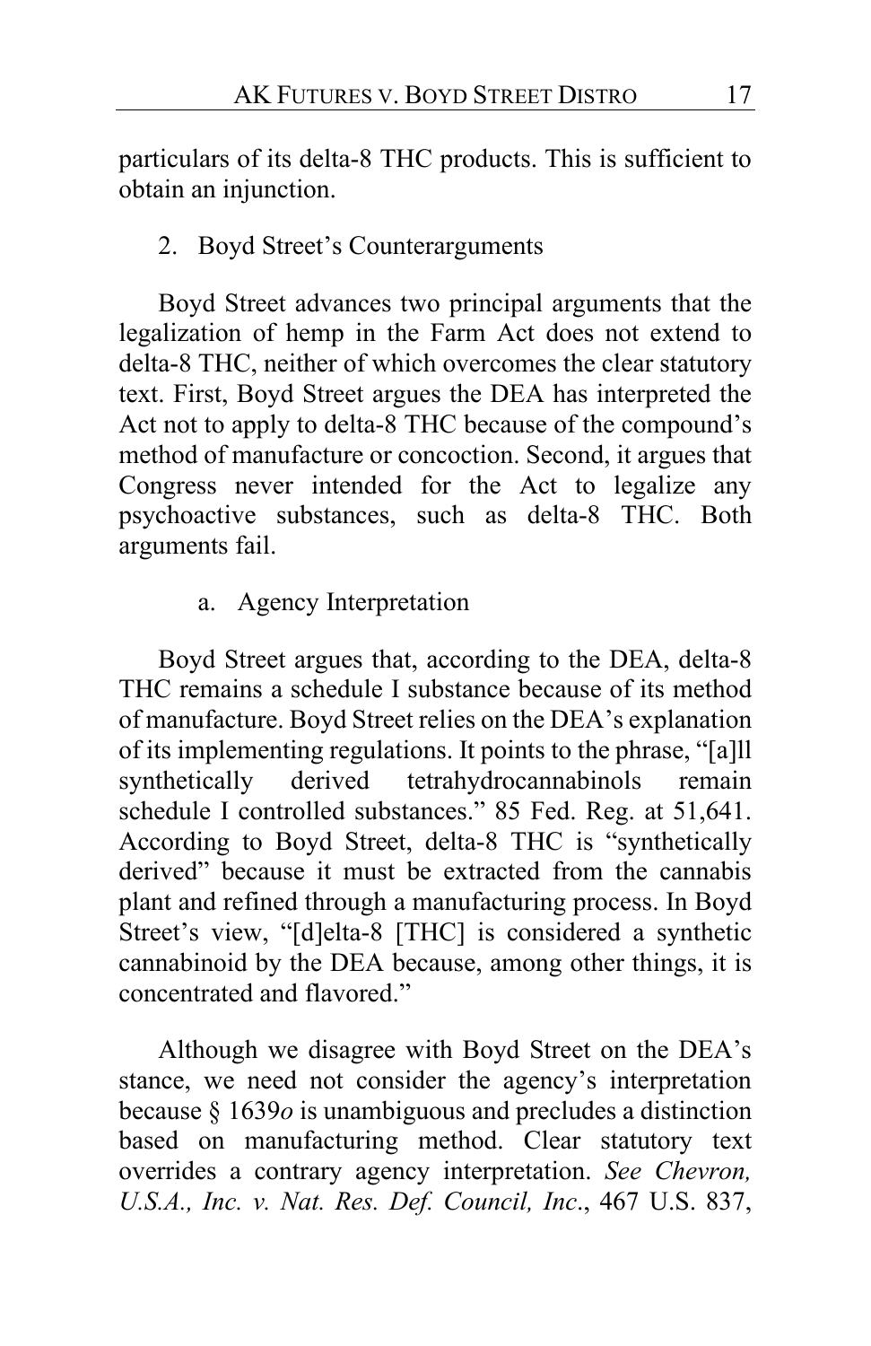particulars of its delta-8 THC products. This is sufficient to obtain an injunction.

### 2. Boyd Street's Counterarguments

Boyd Street advances two principal arguments that the legalization of hemp in the Farm Act does not extend to delta-8 THC, neither of which overcomes the clear statutory text. First, Boyd Street argues the DEA has interpreted the Act not to apply to delta-8 THC because of the compound's method of manufacture or concoction. Second, it argues that Congress never intended for the Act to legalize any psychoactive substances, such as delta-8 THC. Both arguments fail.

#### a. Agency Interpretation

Boyd Street argues that, according to the DEA, delta-8 THC remains a schedule I substance because of its method of manufacture. Boyd Street relies on the DEA's explanation of its implementing regulations. It points to the phrase, "[a]ll synthetically derived tetrahydrocannabinols remain schedule I controlled substances." 85 Fed. Reg. at 51,641. According to Boyd Street, delta-8 THC is "synthetically derived" because it must be extracted from the cannabis plant and refined through a manufacturing process. In Boyd Street's view, "[d]elta-8 [THC] is considered a synthetic cannabinoid by the DEA because, among other things, it is concentrated and flavored."

Although we disagree with Boyd Street on the DEA's stance, we need not consider the agency's interpretation because § 1639*o* is unambiguous and precludes a distinction based on manufacturing method. Clear statutory text overrides a contrary agency interpretation. *See Chevron, U.S.A., Inc. v. Nat. Res. Def. Council, Inc.*, 467 U.S. 837,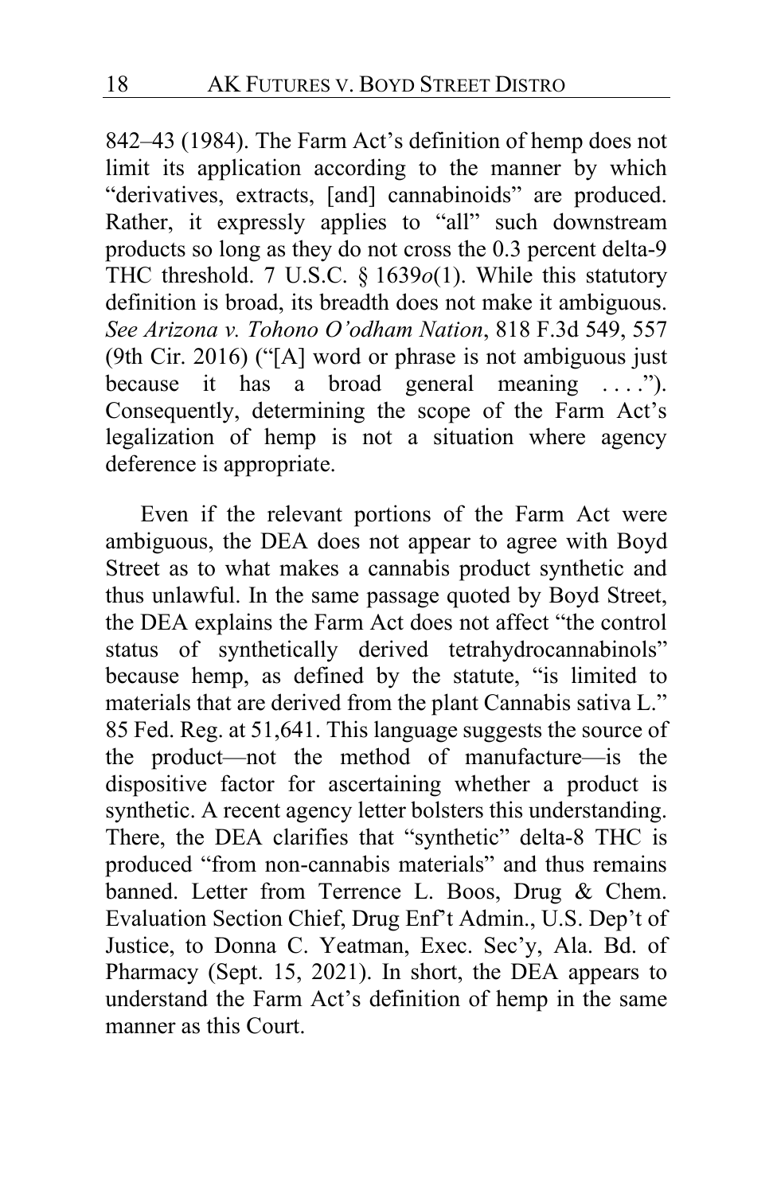842–43 (1984). The Farm Act's definition of hemp does not limit its application according to the manner by which "derivatives, extracts, [and] cannabinoids" are produced. Rather, it expressly applies to "all" such downstream products so long as they do not cross the 0.3 percent delta-9 THC threshold. 7 U.S.C. § 1639*o*(1). While this statutory definition is broad, its breadth does not make it ambiguous. *See Arizona v. Tohono O'odham Nation*, 818 F.3d 549, 557 (9th Cir. 2016) ("[A] word or phrase is not ambiguous just because it has a broad general meaning . . . ."). Consequently, determining the scope of the Farm Act's legalization of hemp is not a situation where agency deference is appropriate.

Even if the relevant portions of the Farm Act were ambiguous, the DEA does not appear to agree with Boyd Street as to what makes a cannabis product synthetic and thus unlawful. In the same passage quoted by Boyd Street, the DEA explains the Farm Act does not affect "the control status of synthetically derived tetrahydrocannabinols" because hemp, as defined by the statute, "is limited to materials that are derived from the plant Cannabis sativa L." 85 Fed. Reg. at 51,641. This language suggests the source of the product—not the method of manufacture—is the dispositive factor for ascertaining whether a product is synthetic. A recent agency letter bolsters this understanding. There, the DEA clarifies that "synthetic" delta-8 THC is produced "from non-cannabis materials" and thus remains banned. Letter from Terrence L. Boos, Drug & Chem. Evaluation Section Chief, Drug Enf't Admin., U.S. Dep't of Justice, to Donna C. Yeatman, Exec. Sec'y, Ala. Bd. of Pharmacy (Sept. 15, 2021). In short, the DEA appears to understand the Farm Act's definition of hemp in the same manner as this Court.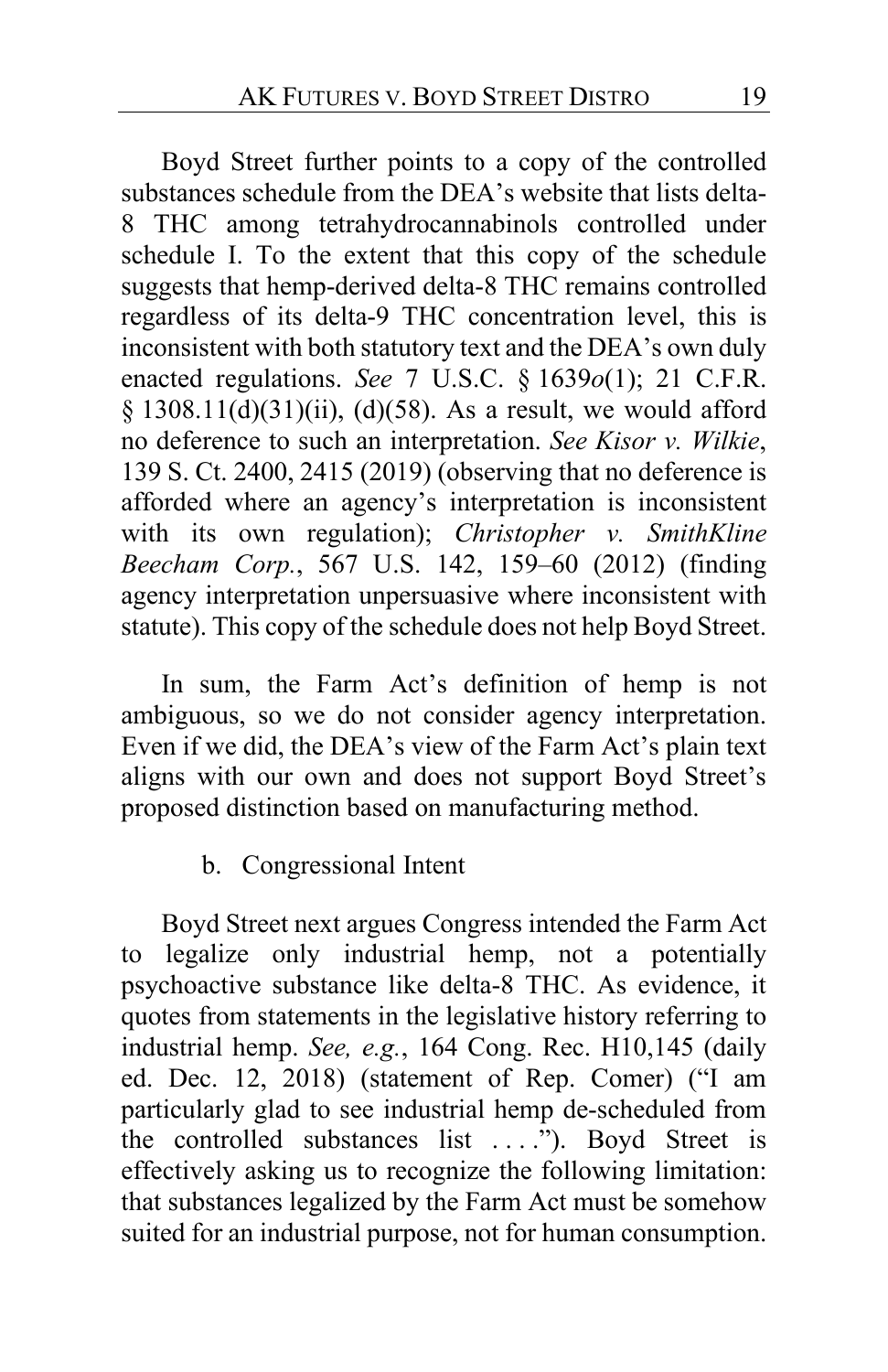Boyd Street further points to a copy of the controlled substances schedule from the DEA's website that lists delta-8 THC among tetrahydrocannabinols controlled under schedule I. To the extent that this copy of the schedule suggests that hemp-derived delta-8 THC remains controlled regardless of its delta-9 THC concentration level, this is inconsistent with both statutory text and the DEA's own duly enacted regulations. *See* 7 U.S.C. § 1639*o*(1); 21 C.F.R. § 1308.11(d)(31)(ii), (d)(58). As a result, we would afford no deference to such an interpretation. *See Kisor v. Wilkie*, 139 S. Ct. 2400, 2415 (2019) (observing that no deference is afforded where an agency's interpretation is inconsistent with its own regulation); *Christopher v. SmithKline Beecham Corp.*, 567 U.S. 142, 159–60 (2012) (finding agency interpretation unpersuasive where inconsistent with statute). This copy of the schedule does not help Boyd Street.

In sum, the Farm Act's definition of hemp is not ambiguous, so we do not consider agency interpretation. Even if we did, the DEA's view of the Farm Act's plain text aligns with our own and does not support Boyd Street's proposed distinction based on manufacturing method.

### b. Congressional Intent

Boyd Street next argues Congress intended the Farm Act to legalize only industrial hemp, not a potentially psychoactive substance like delta-8 THC. As evidence, it quotes from statements in the legislative history referring to industrial hemp. *See, e.g.*, 164 Cong. Rec. H10,145 (daily ed. Dec. 12, 2018) (statement of Rep. Comer) ("I am particularly glad to see industrial hemp de-scheduled from the controlled substances list . . . ."). Boyd Street is effectively asking us to recognize the following limitation: that substances legalized by the Farm Act must be somehow suited for an industrial purpose, not for human consumption.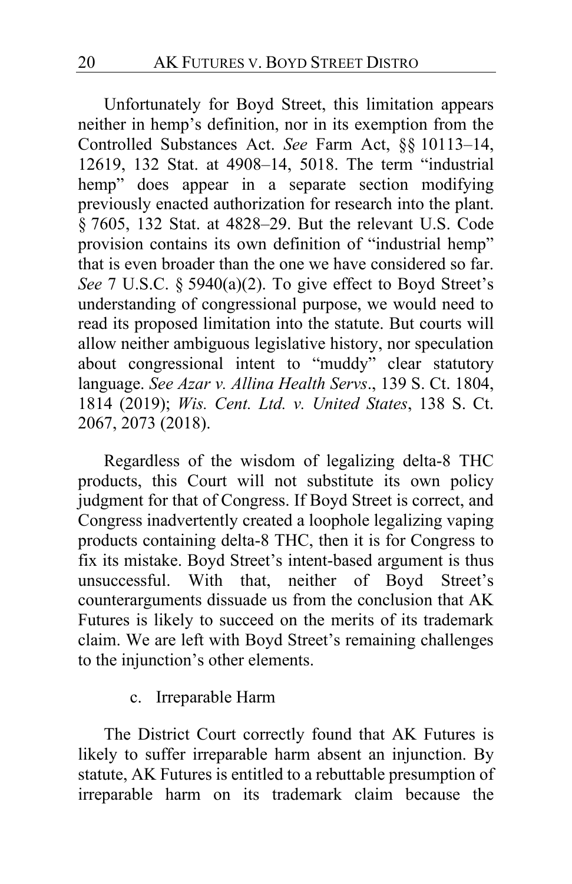Unfortunately for Boyd Street, this limitation appears neither in hemp's definition, nor in its exemption from the Controlled Substances Act. *See* Farm Act, §§ 10113–14, 12619, 132 Stat. at 4908–14, 5018. The term "industrial hemp" does appear in a separate section modifying previously enacted authorization for research into the plant. § 7605, 132 Stat. at 4828–29. But the relevant U.S. Code provision contains its own definition of "industrial hemp" that is even broader than the one we have considered so far. *See* 7 U.S.C. § 5940(a)(2). To give effect to Boyd Street's understanding of congressional purpose, we would need to read its proposed limitation into the statute. But courts will allow neither ambiguous legislative history, nor speculation about congressional intent to "muddy" clear statutory language. *See Azar v. Allina Health Servs*., 139 S. Ct. 1804, 1814 (2019); *Wis. Cent. Ltd. v. United States*, 138 S. Ct. 2067, 2073 (2018).

Regardless of the wisdom of legalizing delta-8 THC products, this Court will not substitute its own policy judgment for that of Congress. If Boyd Street is correct, and Congress inadvertently created a loophole legalizing vaping products containing delta-8 THC, then it is for Congress to fix its mistake. Boyd Street's intent-based argument is thus unsuccessful. With that, neither of Boyd Street's counterarguments dissuade us from the conclusion that AK Futures is likely to succeed on the merits of its trademark claim. We are left with Boyd Street's remaining challenges to the injunction's other elements.

c. Irreparable Harm

The District Court correctly found that AK Futures is likely to suffer irreparable harm absent an injunction. By statute, AK Futures is entitled to a rebuttable presumption of irreparable harm on its trademark claim because the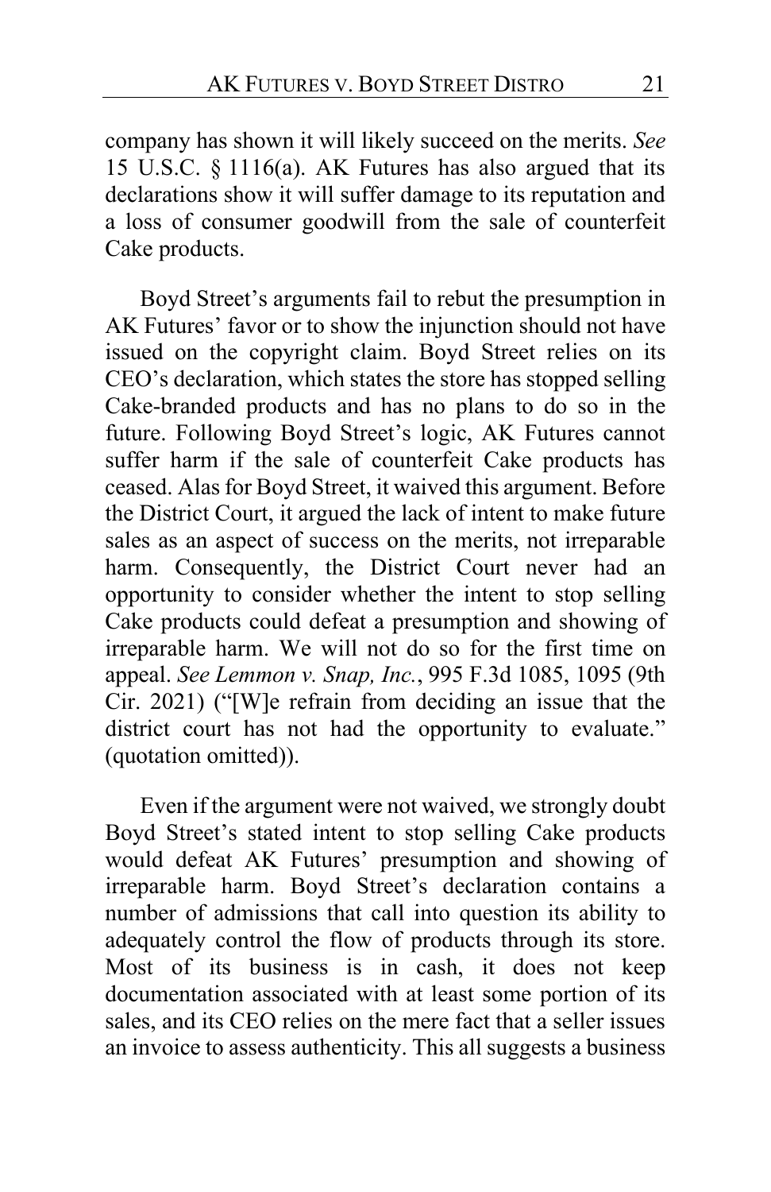company has shown it will likely succeed on the merits. *See* 15 U.S.C. § 1116(a). AK Futures has also argued that its declarations show it will suffer damage to its reputation and a loss of consumer goodwill from the sale of counterfeit Cake products.

Boyd Street's arguments fail to rebut the presumption in AK Futures' favor or to show the injunction should not have issued on the copyright claim. Boyd Street relies on its CEO's declaration, which states the store has stopped selling Cake-branded products and has no plans to do so in the future. Following Boyd Street's logic, AK Futures cannot suffer harm if the sale of counterfeit Cake products has ceased. Alas for Boyd Street, it waived this argument. Before the District Court, it argued the lack of intent to make future sales as an aspect of success on the merits, not irreparable harm. Consequently, the District Court never had an opportunity to consider whether the intent to stop selling Cake products could defeat a presumption and showing of irreparable harm. We will not do so for the first time on appeal. *See Lemmon v. Snap, Inc.*, 995 F.3d 1085, 1095 (9th Cir. 2021) ("[W]e refrain from deciding an issue that the district court has not had the opportunity to evaluate." (quotation omitted)).

Even if the argument were not waived, we strongly doubt Boyd Street's stated intent to stop selling Cake products would defeat AK Futures' presumption and showing of irreparable harm. Boyd Street's declaration contains a number of admissions that call into question its ability to adequately control the flow of products through its store. Most of its business is in cash, it does not keep documentation associated with at least some portion of its sales, and its CEO relies on the mere fact that a seller issues an invoice to assess authenticity. This all suggests a business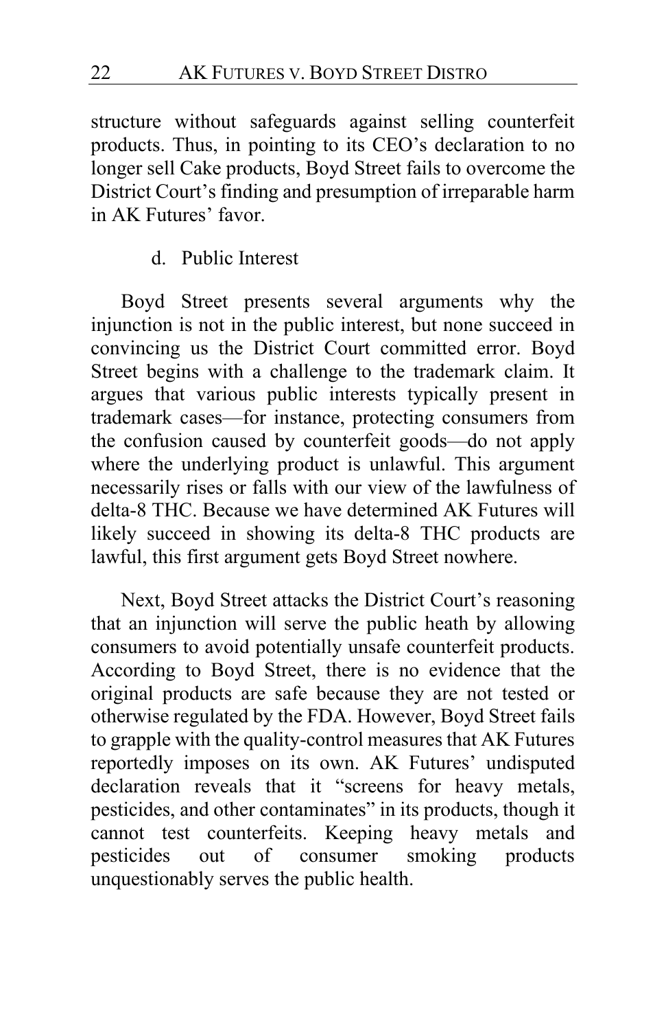structure without safeguards against selling counterfeit products. Thus, in pointing to its CEO's declaration to no longer sell Cake products, Boyd Street fails to overcome the District Court's finding and presumption of irreparable harm in AK Futures' favor.

d. Public Interest

Boyd Street presents several arguments why the injunction is not in the public interest, but none succeed in convincing us the District Court committed error. Boyd Street begins with a challenge to the trademark claim. It argues that various public interests typically present in trademark cases—for instance, protecting consumers from the confusion caused by counterfeit goods—do not apply where the underlying product is unlawful. This argument necessarily rises or falls with our view of the lawfulness of delta-8 THC. Because we have determined AK Futures will likely succeed in showing its delta-8 THC products are lawful, this first argument gets Boyd Street nowhere.

Next, Boyd Street attacks the District Court's reasoning that an injunction will serve the public heath by allowing consumers to avoid potentially unsafe counterfeit products. According to Boyd Street, there is no evidence that the original products are safe because they are not tested or otherwise regulated by the FDA. However, Boyd Street fails to grapple with the quality-control measures that AK Futures reportedly imposes on its own. AK Futures' undisputed declaration reveals that it "screens for heavy metals, pesticides, and other contaminates" in its products, though it cannot test counterfeits. Keeping heavy metals and pesticides out of consumer smoking products unquestionably serves the public health.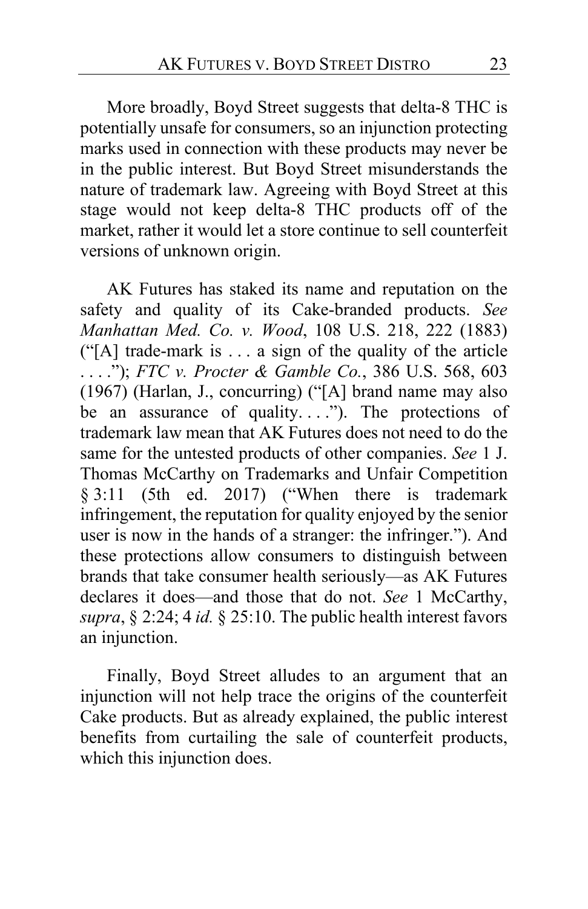More broadly, Boyd Street suggests that delta-8 THC is potentially unsafe for consumers, so an injunction protecting marks used in connection with these products may never be in the public interest. But Boyd Street misunderstands the nature of trademark law. Agreeing with Boyd Street at this stage would not keep delta-8 THC products off of the market, rather it would let a store continue to sell counterfeit versions of unknown origin.

AK Futures has staked its name and reputation on the safety and quality of its Cake-branded products. *See Manhattan Med. Co. v. Wood*, 108 U.S. 218, 222 (1883) ("[A] trade-mark is . . . a sign of the quality of the article . . . ."); *FTC v. Procter & Gamble Co.*, 386 U.S. 568, 603 (1967) (Harlan, J., concurring) ("[A] brand name may also be an assurance of quality. . . ."). The protections of trademark law mean that AK Futures does not need to do the same for the untested products of other companies. *See* 1 J. Thomas McCarthy on Trademarks and Unfair Competition § 3:11 (5th ed. 2017) ("When there is trademark infringement, the reputation for quality enjoyed by the senior user is now in the hands of a stranger: the infringer."). And these protections allow consumers to distinguish between brands that take consumer health seriously—as AK Futures declares it does—and those that do not. *See* 1 McCarthy, *supra*, § 2:24; 4 *id.* § 25:10. The public health interest favors an injunction.

Finally, Boyd Street alludes to an argument that an injunction will not help trace the origins of the counterfeit Cake products. But as already explained, the public interest benefits from curtailing the sale of counterfeit products, which this injunction does.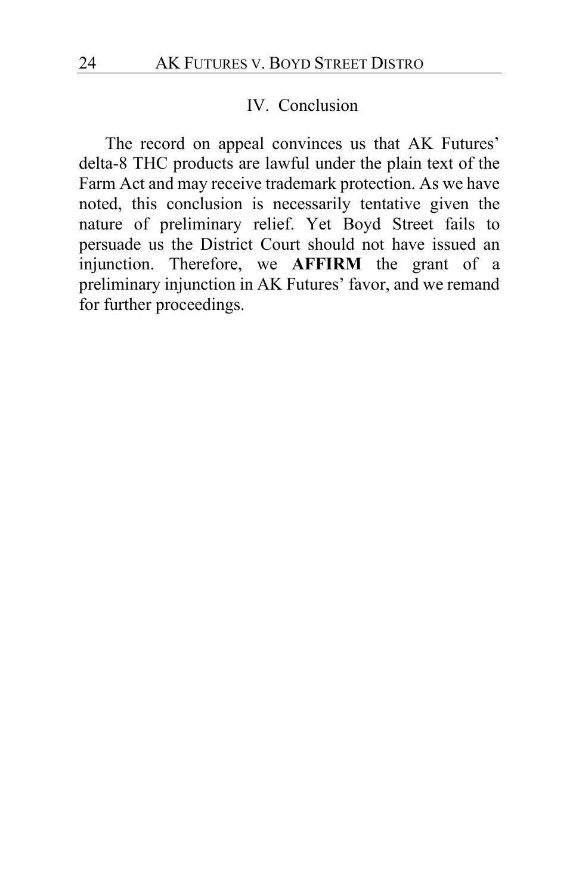## IV. Conclusion

The record on appeal convinces us that AK Futures' delta-8 THC products are lawful under the plain text of the Farm Act and may receive trademark protection. As we have noted, this conclusion is necessarily tentative given the nature of preliminary relief. Yet Boyd Street fails to persuade us the District Court should not have issued an injunction. Therefore, we **AFFIRM** the grant of a preliminary injunction in AK Futures' favor, and we remand for further proceedings.